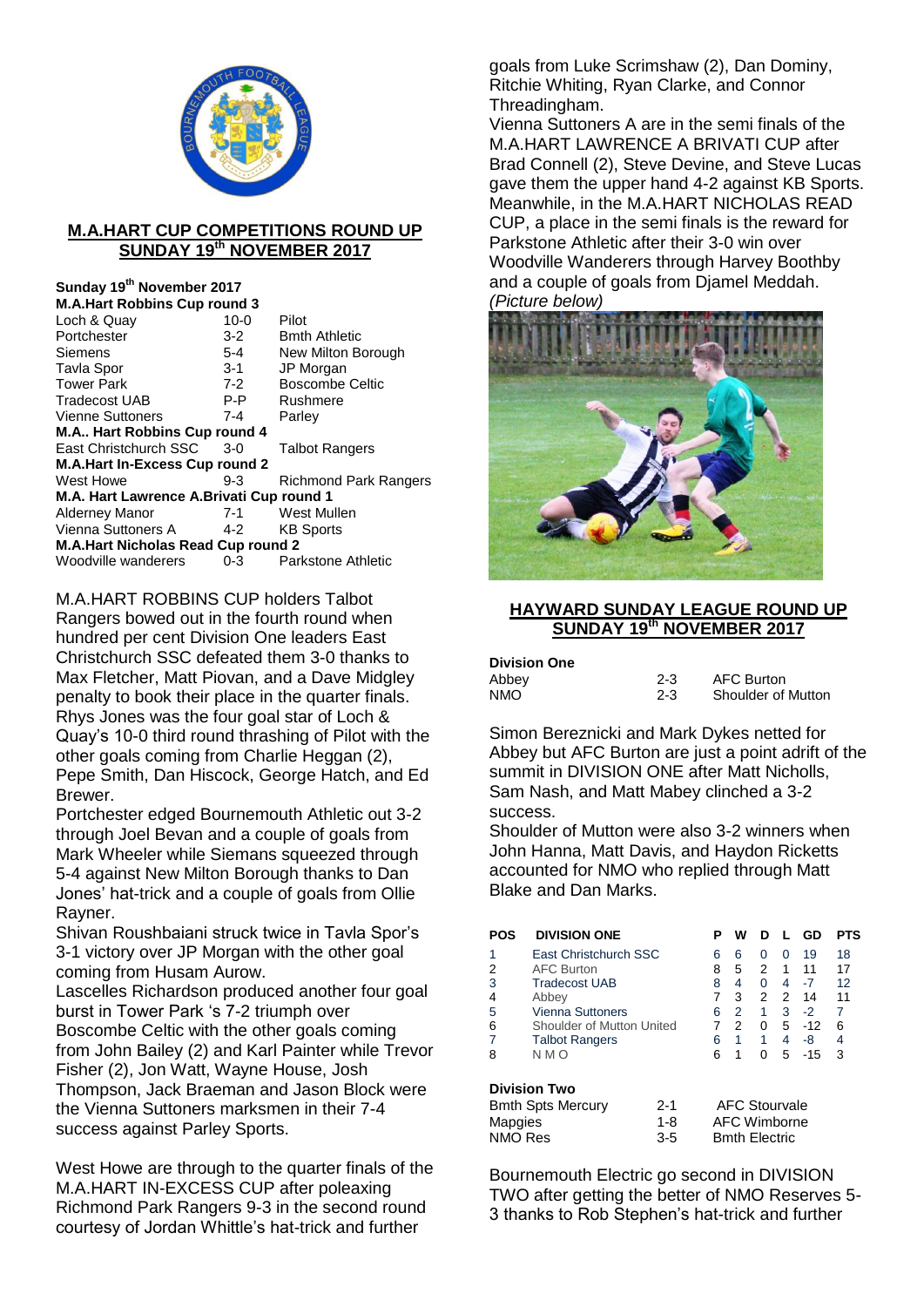## M.A.HART CUP COMPETITIONS ROUND UP
## SUNDAY 19th NOVEMBER 2017

**Sunday 19th November 2017**

| | | |
|---|---|---|
| **M.A.Hart Robbins Cup round 3** | | |
| Loch & Quay | 10-0 | Pilot |
| Portchester | 3-2 | Bmth Athletic |
| Siemens | 5-4 | New Milton Borough |
| Tavla Spor | 3-1 | JP Morgan |
| Tower Park | 7-2 | Boscombe Celtic |
| Tradecost UAB | P-P | Rushmere |
| Vienne Suttoners | 7-4 | Parley |
| **M.A.. Hart Robbins Cup round 4** | | |
| East Christchurch SSC | 3-0 | Talbot Rangers |
| **M.A.Hart In-Excess Cup round 2** | | |
| West Howe | 9-3 | Richmond Park Rangers |
| **M.A. Hart Lawrence A.Brivati Cup round 1** | | |
| Alderney Manor | 7-1 | West Mullen |
| Vienna Suttoners A | 4-2 | KB Sports |
| **M.A.Hart Nicholas Read Cup round 2** | | |
| Woodville wanderers | 0-3 | Parkstone Athletic |

M.A.HART ROBBINS CUP holders Talbot Rangers bowed out in the fourth round when hundred per cent Division One leaders East Christchurch SSC defeated them 3-0 thanks to Max Fletcher, Matt Piovan, and a Dave Midgley penalty to book their place in the quarter finals. Rhys Jones was the four goal star of Loch & Quay's 10-0 third round thrashing of Pilot with the other goals coming from Charlie Heggan (2), Pepe Smith, Dan Hiscock, George Hatch, and Ed Brewer.

Portchester edged Bournemouth Athletic out 3-2 through Joel Bevan and a couple of goals from Mark Wheeler while Siemans squeezed through 5-4 against New Milton Borough thanks to Dan Jones' hat-trick and a couple of goals from Ollie Rayner.

Shivan Roushbaiani struck twice in Tavla Spor's 3-1 victory over JP Morgan with the other goal coming from Husam Aurow.

Lascelles Richardson produced another four goal burst in Tower Park 's 7-2 triumph over Boscombe Celtic with the other goals coming from John Bailey (2) and Karl Painter while Trevor Fisher (2), Jon Watt, Wayne House, Josh Thompson, Jack Braeman and Jason Block were the Vienna Suttoners marksmen in their 7-4 success against Parley Sports.

West Howe are through to the quarter finals of the M.A.HART IN-EXCESS CUP after poleaxing Richmond Park Rangers 9-3 in the second round courtesy of Jordan Whittle's hat-trick and further goals from Luke Scrimshaw (2), Dan Dominy, Ritchie Whiting, Ryan Clarke, and Connor Threadingham.

Vienna Suttoners A are in the semi finals of the M.A.HART LAWRENCE A BRIVATI CUP after Brad Connell (2), Steve Devine, and Steve Lucas gave them the upper hand 4-2 against KB Sports. Meanwhile, in the M.A.HART NICHOLAS READ CUP, a place in the semi finals is the reward for Parkstone Athletic after their 3-0 win over Woodville Wanderers through Harvey Boothby and a couple of goals from Djamel Meddah. *(Picture below)*

## HAYWARD SUNDAY LEAGUE ROUND UP
## SUNDAY 19th NOVEMBER 2017

**Division One**

| | | |
|---|---|---|
| Abbey | 2-3 | AFC Burton |
| NMO | 2-3 | Shoulder of Mutton |

Simon Bereznicki and Mark Dykes netted for Abbey but AFC Burton are just a point adrift of the summit in DIVISION ONE after Matt Nicholls, Sam Nash, and Matt Mabey clinched a 3-2 success.

Shoulder of Mutton were also 3-2 winners when John Hanna, Matt Davis, and Haydon Ricketts accounted for NMO who replied through Matt Blake and Dan Marks.

| POS | DIVISION ONE | P | W | D | L | GD | PTS |
|---|---|---|---|---|---|---|---|
| 1 | East Christchurch SSC | 6 | 6 | 0 | 0 | 19 | 18 |
| 2 | AFC Burton | 8 | 5 | 2 | 1 | 11 | 17 |
| 3 | Tradecost UAB | 8 | 4 | 0 | 4 | -7 | 12 |
| 4 | Abbey | 7 | 3 | 2 | 2 | 14 | 11 |
| 5 | Vienna Suttoners | 6 | 2 | 1 | 3 | -2 | 7 |
| 6 | Shoulder of Mutton United | 7 | 2 | 0 | 5 | -12 | 6 |
| 7 | Talbot Rangers | 6 | 1 | 1 | 4 | -8 | 4 |
| 8 | N M O | 6 | 1 | 0 | 5 | -15 | 3 |

**Division Two**

| | | |
|---|---|---|
| Bmth Spts Mercury | 2-1 | AFC Stourvale |
| Mapgies | 1-8 | AFC Wimborne |
| NMO Res | 3-5 | Bmth Electric |

Bournemouth Electric go second in DIVISION TWO after getting the better of NMO Reserves 5-3 thanks to Rob Stephen's hat-trick and further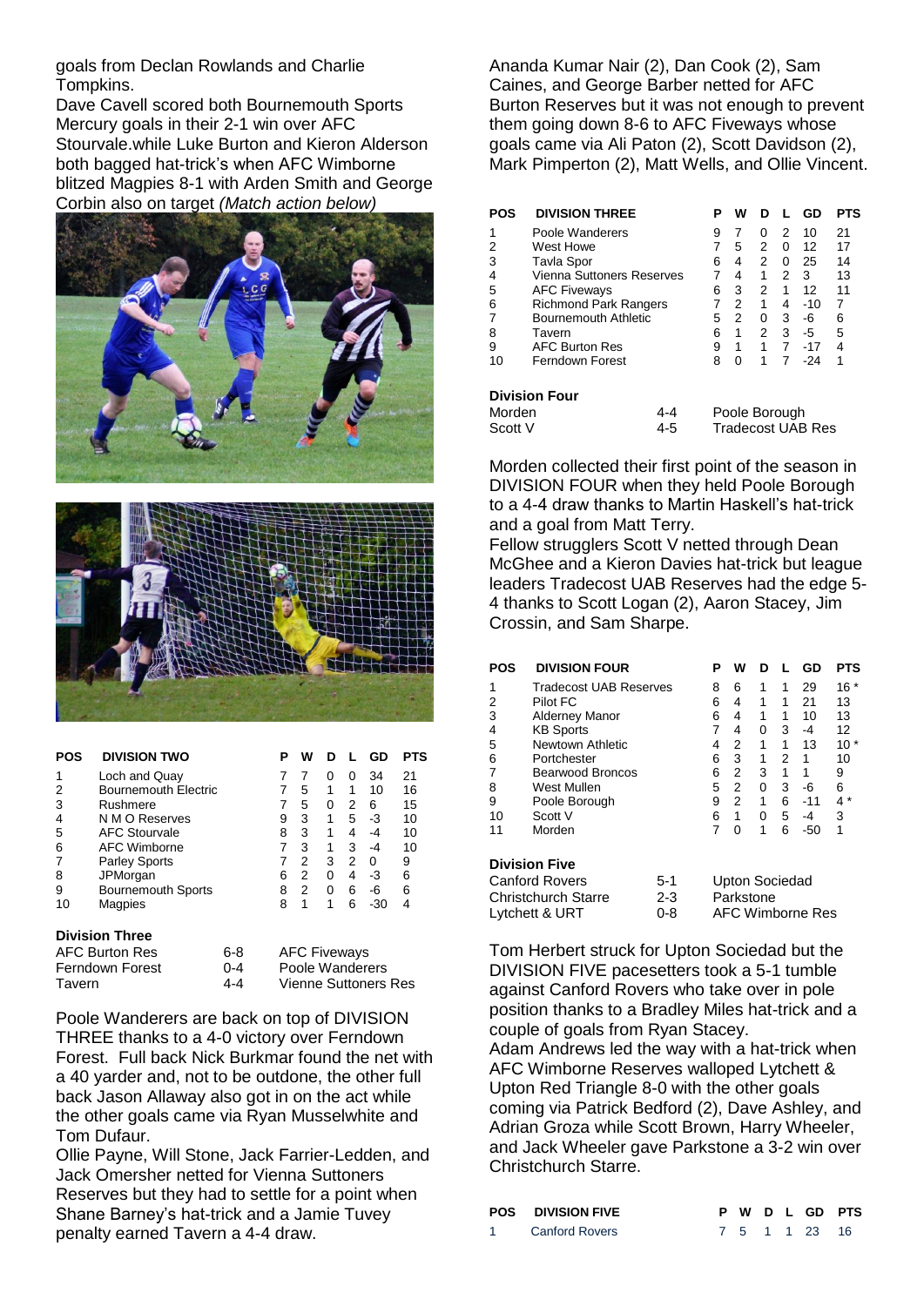goals from Declan Rowlands and Charlie Tompkins.

Dave Cavell scored both Bournemouth Sports Mercury goals in their 2-1 win over AFC Stourvale.while Luke Burton and Kieron Alderson both bagged hat-trick's when AFC Wimborne blitzed Magpies 8-1 with Arden Smith and George Corbin also on target *(Match action below)*

| POS | DIVISION TWO | P | W | D | L | GD | PTS |
|---|---|---|---|---|---|---|---|
| 1 | Loch and Quay | 7 | 7 | 0 | 0 | 34 | 21 |
| 2 | Bournemouth Electric | 7 | 5 | 1 | 1 | 10 | 16 |
| 3 | Rushmere | 7 | 5 | 0 | 2 | 6 | 15 |
| 4 | N M O Reserves | 9 | 3 | 1 | 5 | -3 | 10 |
| 5 | AFC Stourvale | 8 | 3 | 1 | 4 | -4 | 10 |
| 6 | AFC Wimborne | 7 | 3 | 1 | 3 | -4 | 10 |
| 7 | Parley Sports | 7 | 2 | 3 | 2 | 0 | 9 |
| 8 | JPMorgan | 6 | 2 | 0 | 4 | -3 | 6 |
| 9 | Bournemouth Sports | 8 | 2 | 0 | 6 | -6 | 6 |
| 10 | Magpies | 8 | 1 | 1 | 6 | -30 | 4 |

**Division Three**

| | | |
|---|---|---|
| AFC Burton Res | 6-8 | AFC Fiveways |
| Ferndown Forest | 0-4 | Poole Wanderers |
| Tavern | 4-4 | Vienne Suttoners Res |

Poole Wanderers are back on top of DIVISION THREE thanks to a 4-0 victory over Ferndown Forest. Full back Nick Burkmar found the net with a 40 yarder and, not to be outdone, the other full back Jason Allaway also got in on the act while the other goals came via Ryan Musselwhite and Tom Dufaur.

Ollie Payne, Will Stone, Jack Farrier-Ledden, and Jack Omersher netted for Vienna Suttoners Reserves but they had to settle for a point when Shane Barney's hat-trick and a Jamie Tuvey penalty earned Tavern a 4-4 draw.

Ananda Kumar Nair (2), Dan Cook (2), Sam Caines, and George Barber netted for AFC Burton Reserves but it was not enough to prevent them going down 8-6 to AFC Fiveways whose goals came via Ali Paton (2), Scott Davidson (2), Mark Pimperton (2), Matt Wells, and Ollie Vincent.

| POS | DIVISION THREE | P | W | D | L | GD | PTS |
|---|---|---|---|---|---|---|---|
| 1 | Poole Wanderers | 9 | 7 | 0 | 2 | 10 | 21 |
| 2 | West Howe | 7 | 5 | 2 | 0 | 12 | 17 |
| 3 | Tavla Spor | 6 | 4 | 2 | 0 | 25 | 14 |
| 4 | Vienna Suttoners Reserves | 7 | 4 | 1 | 2 | 3 | 13 |
| 5 | AFC Fiveways | 6 | 3 | 2 | 1 | 12 | 11 |
| 6 | Richmond Park Rangers | 7 | 2 | 1 | 4 | -10 | 7 |
| 7 | Bournemouth Athletic | 5 | 2 | 0 | 3 | -6 | 6 |
| 8 | Tavern | 6 | 1 | 2 | 3 | -5 | 5 |
| 9 | AFC Burton Res | 9 | 1 | 1 | 7 | -17 | 4 |
| 10 | Ferndown Forest | 8 | 0 | 1 | 7 | -24 | 1 |

**Division Four**

| | | |
|---|---|---|
| Morden | 4-4 | Poole Borough |
| Scott V | 4-5 | Tradecost UAB Res |

Morden collected their first point of the season in DIVISION FOUR when they held Poole Borough to a 4-4 draw thanks to Martin Haskell's hat-trick and a goal from Matt Terry.

Fellow strugglers Scott V netted through Dean McGhee and a Kieron Davies hat-trick but league leaders Tradecost UAB Reserves had the edge 5-4 thanks to Scott Logan (2), Aaron Stacey, Jim Crossin, and Sam Sharpe.

| POS | DIVISION FOUR | P | W | D | L | GD | PTS |
|---|---|---|---|---|---|---|---|
| 1 | Tradecost UAB Reserves | 8 | 6 | 1 | 1 | 29 | 16 * |
| 2 | Pilot FC | 6 | 4 | 1 | 1 | 21 | 13 |
| 3 | Alderney Manor | 6 | 4 | 1 | 1 | 10 | 13 |
| 4 | KB Sports | 7 | 4 | 0 | 3 | -4 | 12 |
| 5 | Newtown Athletic | 4 | 2 | 1 | 1 | 13 | 10 * |
| 6 | Portchester | 6 | 3 | 1 | 2 | 1 | 10 |
| 7 | Bearwood Broncos | 6 | 2 | 3 | 1 | 1 | 9 |
| 8 | West Mullen | 5 | 2 | 0 | 3 | -6 | 6 |
| 9 | Poole Borough | 9 | 2 | 1 | 6 | -11 | 4 * |
| 10 | Scott V | 6 | 1 | 0 | 5 | -4 | 3 |
| 11 | Morden | 7 | 0 | 1 | 6 | -50 | 1 |

**Division Five**

| | | |
|---|---|---|
| Canford Rovers | 5-1 | Upton Sociedad |
| Christchurch Starre | 2-3 | Parkstone |
| Lytchett & URT | 0-8 | AFC Wimborne Res |

Tom Herbert struck for Upton Sociedad but the DIVISION FIVE pacesetters took a 5-1 tumble against Canford Rovers who take over in pole position thanks to a Bradley Miles hat-trick and a couple of goals from Ryan Stacey.

Adam Andrews led the way with a hat-trick when AFC Wimborne Reserves walloped Lytchett & Upton Red Triangle 8-0 with the other goals coming via Patrick Bedford (2), Dave Ashley, and Adrian Groza while Scott Brown, Harry Wheeler, and Jack Wheeler gave Parkstone a 3-2 win over Christchurch Starre.

| POS | DIVISION FIVE | P | W | D | L | GD | PTS |
|---|---|---|---|---|---|---|---|
| 1 | Canford Rovers | 7 | 5 | 1 | 1 | 23 | 16 |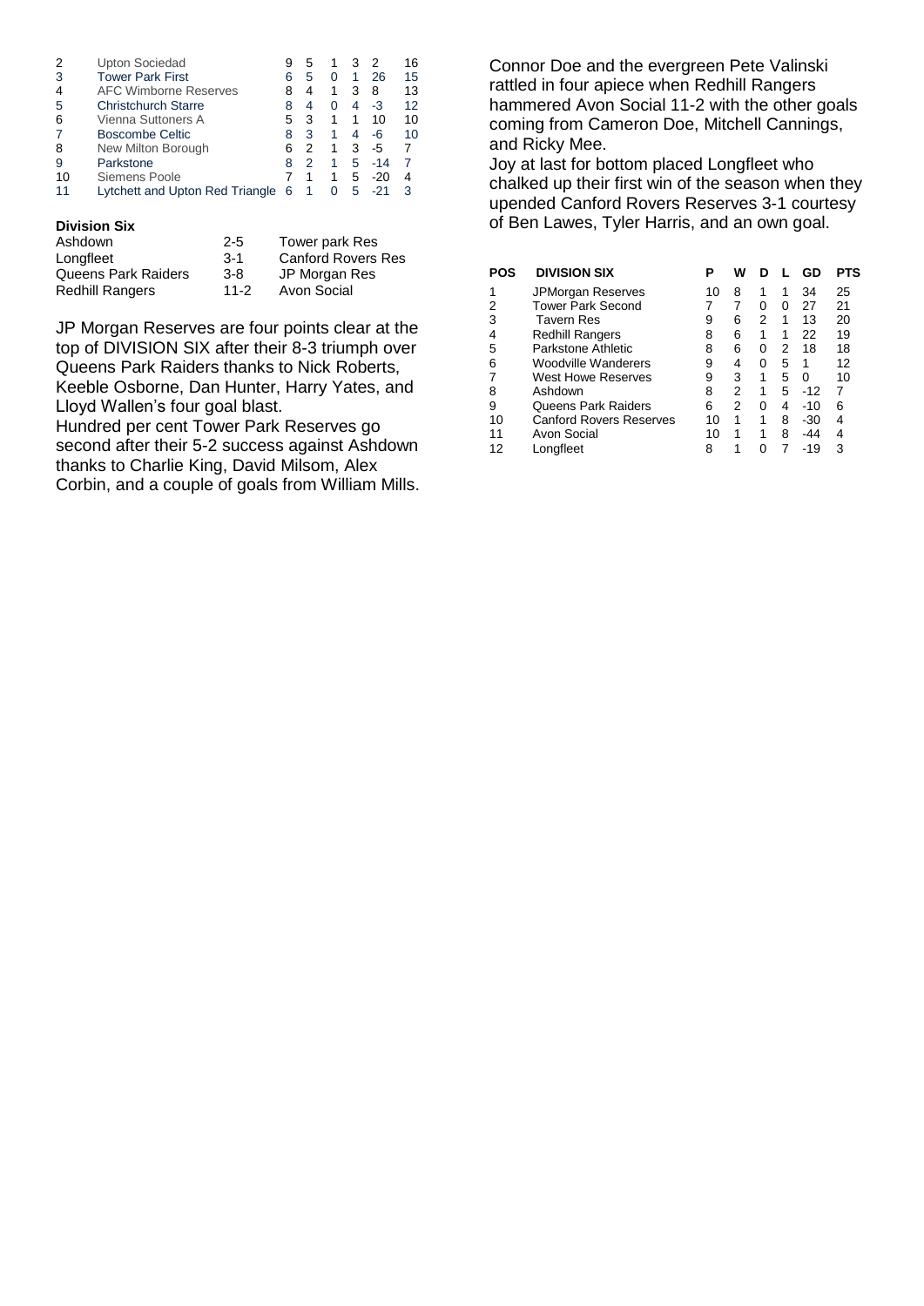| | | | | | | | |
|---|---|---|---|---|---|---|---|
| 2 | Upton Sociedad | 9 | 5 | 1 | 3 | 2 | 16 |
| 3 | Tower Park First | 6 | 5 | 0 | 1 | 26 | 15 |
| 4 | AFC Wimborne Reserves | 8 | 4 | 1 | 3 | 8 | 13 |
| 5 | Christchurch Starre | 8 | 4 | 0 | 4 | -3 | 12 |
| 6 | Vienna Suttoners A | 5 | 3 | 1 | 1 | 10 | 10 |
| 7 | Boscombe Celtic | 8 | 3 | 1 | 4 | -6 | 10 |
| 8 | New Milton Borough | 6 | 2 | 1 | 3 | -5 | 7 |
| 9 | Parkstone | 8 | 2 | 1 | 5 | -14 | 7 |
| 10 | Siemens Poole | 7 | 1 | 1 | 5 | -20 | 4 |
| 11 | Lytchett and Upton Red Triangle | 6 | 1 | 0 | 5 | -21 | 3 |

**Division Six**

| | | |
|---|---|---|
| Ashdown | 2-5 | Tower park Res |
| Longfleet | 3-1 | Canford Rovers Res |
| Queens Park Raiders | 3-8 | JP Morgan Res |
| Redhill Rangers | 11-2 | Avon Social |

JP Morgan Reserves are four points clear at the top of DIVISION SIX after their 8-3 triumph over Queens Park Raiders thanks to Nick Roberts, Keeble Osborne, Dan Hunter, Harry Yates, and Lloyd Wallen's four goal blast.

Hundred per cent Tower Park Reserves go second after their 5-2 success against Ashdown thanks to Charlie King, David Milsom, Alex Corbin, and a couple of goals from William Mills.

Connor Doe and the evergreen Pete Valinski rattled in four apiece when Redhill Rangers hammered Avon Social 11-2 with the other goals coming from Cameron Doe, Mitchell Cannings, and Ricky Mee.

Joy at last for bottom placed Longfleet who chalked up their first win of the season when they upended Canford Rovers Reserves 3-1 courtesy of Ben Lawes, Tyler Harris, and an own goal.

| POS | DIVISION SIX | P | W | D | L | GD | PTS |
|---|---|---|---|---|---|---|---|
| 1 | JPMorgan Reserves | 10 | 8 | 1 | 1 | 34 | 25 |
| 2 | Tower Park Second | 7 | 7 | 0 | 0 | 27 | 21 |
| 3 | Tavern Res | 9 | 6 | 2 | 1 | 13 | 20 |
| 4 | Redhill Rangers | 8 | 6 | 1 | 1 | 22 | 19 |
| 5 | Parkstone Athletic | 8 | 6 | 0 | 2 | 18 | 18 |
| 6 | Woodville Wanderers | 9 | 4 | 0 | 5 | 1 | 12 |
| 7 | West Howe Reserves | 9 | 3 | 1 | 5 | 0 | 10 |
| 8 | Ashdown | 8 | 2 | 1 | 5 | -12 | 7 |
| 9 | Queens Park Raiders | 6 | 2 | 0 | 4 | -10 | 6 |
| 10 | Canford Rovers Reserves | 10 | 1 | 1 | 8 | -30 | 4 |
| 11 | Avon Social | 10 | 1 | 1 | 8 | -44 | 4 |
| 12 | Longfleet | 8 | 1 | 0 | 7 | -19 | 3 |